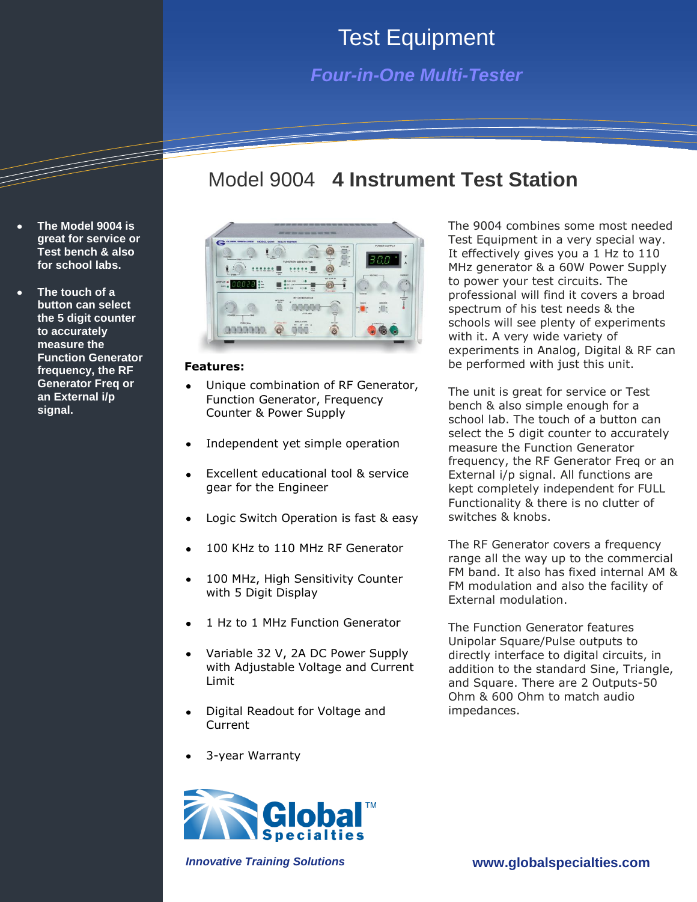# Test Equipment

## *Four-in-One Multi-Tester*

## Model 9004 **4 Instrument Test Station**

- **The Model 9004 is great for service or Test bench & also for school labs.**
- **The touch of a button can select the 5 digit counter to accurately measure the Function Generator frequency, the RF Generator Freq or an External i/p signal.**

**Features:**

- Unique combination of RF Generator, Function Generator, Frequency Counter & Power Supply
- Independent yet simple operation
- Excellent educational tool & service gear for the Engineer
- Logic Switch Operation is fast & easy
- 100 KHz to 110 MHz RF Generator
- 100 MHz, High Sensitivity Counter with 5 Digit Display
- 1 Hz to 1 MHz Function Generator
- Variable 32 V, 2A DC Power Supply with Adjustable Voltage and Current Limit
- Digital Readout for Voltage and Current
- 3-year Warranty

The 9004 combines some most needed Test Equipment in a very special way. It effectively gives you a 1 Hz to 110 MHz generator & a 60W Power Supply to power your test circuits. The professional will find it covers a broad spectrum of his test needs & the schools will see plenty of experiments with it. A very wide variety of experiments in Analog, Digital & RF can be performed with just this unit.

The unit is great for service or Test bench & also simple enough for a school lab. The touch of a button can select the 5 digit counter to accurately measure the Function Generator frequency, the RF Generator Freq or an External i/p signal. All functions are kept completely independent for FULL Functionality & there is no clutter of switches & knobs.

The RF Generator covers a frequency range all the way up to the commercial FM band. It also has fixed internal AM & FM modulation and also the facility of External modulation.

The Function Generator features Unipolar Square/Pulse outputs to directly interface to digital circuits, in addition to the standard Sine, Triangle, and Square. There are 2 Outputs-50 Ohm & 600 Ohm to match audio impedances.

Global™ Specialties

*Innovative Training Solutions*

**www.globalspecialties.com**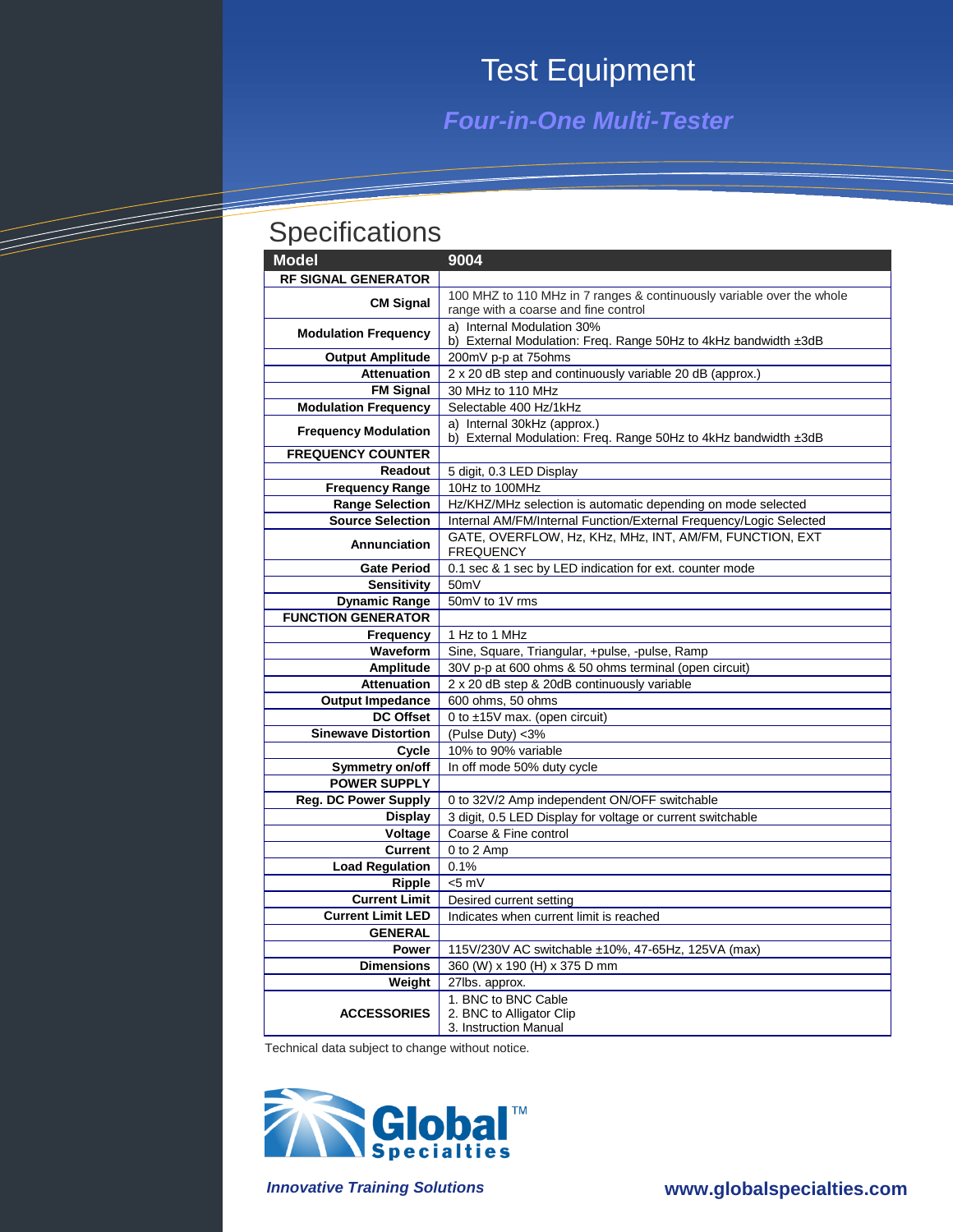# Test Equipment

## *Four-in-One Multi-Tester*

## Specifications

| Model | 9004 |
|---|---|
| **RF SIGNAL GENERATOR** | |
| **CM Signal** | 100 MHZ to 110 MHz in 7 ranges & continuously variable over the whole range with a coarse and fine control |
| **Modulation Frequency** | a) Internal Modulation 30%<br>b) External Modulation: Freq. Range 50Hz to 4kHz bandwidth ±3dB |
| **Output Amplitude** | 200mV p-p at 75ohms |
| **Attenuation** | 2 x 20 dB step and continuously variable 20 dB (approx.) |
| **FM Signal** | 30 MHz to 110 MHz |
| **Modulation Frequency** | Selectable 400 Hz/1kHz |
| **Frequency Modulation** | a) Internal 30kHz (approx.)<br>b) External Modulation: Freq. Range 50Hz to 4kHz bandwidth ±3dB |
| **FREQUENCY COUNTER** | |
| **Readout** | 5 digit, 0.3 LED Display |
| **Frequency Range** | 10Hz to 100MHz |
| **Range Selection** | Hz/KHZ/MHz selection is automatic depending on mode selected |
| **Source Selection** | Internal AM/FM/Internal Function/External Frequency/Logic Selected |
| **Annunciation** | GATE, OVERFLOW, Hz, KHz, MHz, INT, AM/FM, FUNCTION, EXT FREQUENCY |
| **Gate Period** | 0.1 sec & 1 sec by LED indication for ext. counter mode |
| **Sensitivity** | 50mV |
| **Dynamic Range** | 50mV to 1V rms |
| **FUNCTION GENERATOR** | |
| **Frequency** | 1 Hz to 1 MHz |
| **Waveform** | Sine, Square, Triangular, +pulse, -pulse, Ramp |
| **Amplitude** | 30V p-p at 600 ohms & 50 ohms terminal (open circuit) |
| **Attenuation** | 2 x 20 dB step & 20dB continuously variable |
| **Output Impedance** | 600 ohms, 50 ohms |
| **DC Offset** | 0 to ±15V max. (open circuit) |
| **Sinewave Distortion** | (Pulse Duty) <3% |
| **Cycle** | 10% to 90% variable |
| **Symmetry on/off** | In off mode 50% duty cycle |
| **POWER SUPPLY** | |
| **Reg. DC Power Supply** | 0 to 32V/2 Amp independent ON/OFF switchable |
| **Display** | 3 digit, 0.5 LED Display for voltage or current switchable |
| **Voltage** | Coarse & Fine control |
| **Current** | 0 to 2 Amp |
| **Load Regulation** | 0.1% |
| **Ripple** | <5 mV |
| **Current Limit** | Desired current setting |
| **Current Limit LED** | Indicates when current limit is reached |
| **GENERAL** | |
| **Power** | 115V/230V AC switchable ±10%, 47-65Hz, 125VA (max) |
| **Dimensions** | 360 (W) x 190 (H) x 375 D mm |
| **Weight** | 27lbs. approx. |
| **ACCESSORIES** | 1. BNC to BNC Cable<br>2. BNC to Alligator Clip<br>3. Instruction Manual |

Technical data subject to change without notice.

Global™ Specialties

*Innovative Training Solutions*

**www.globalspecialties.com**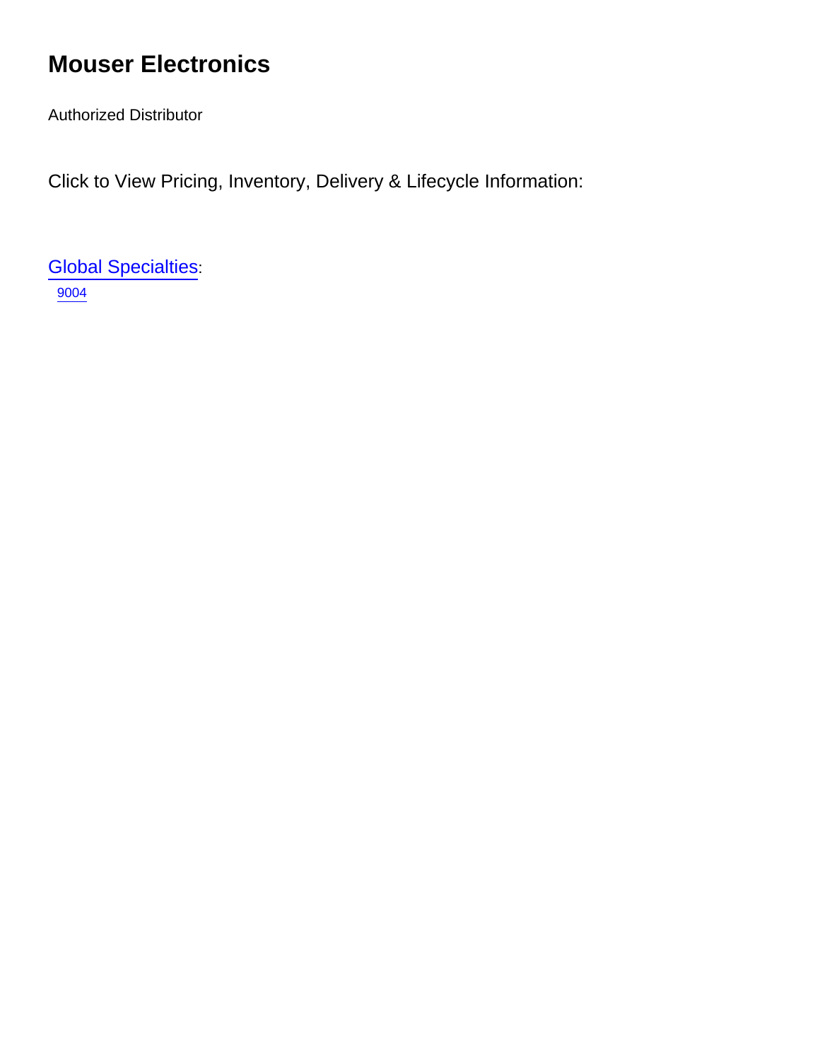# Mouser Electronics

Authorized Distributor

Click to View Pricing, Inventory, Delivery & Lifecycle Information:

Global Specialties:

9004